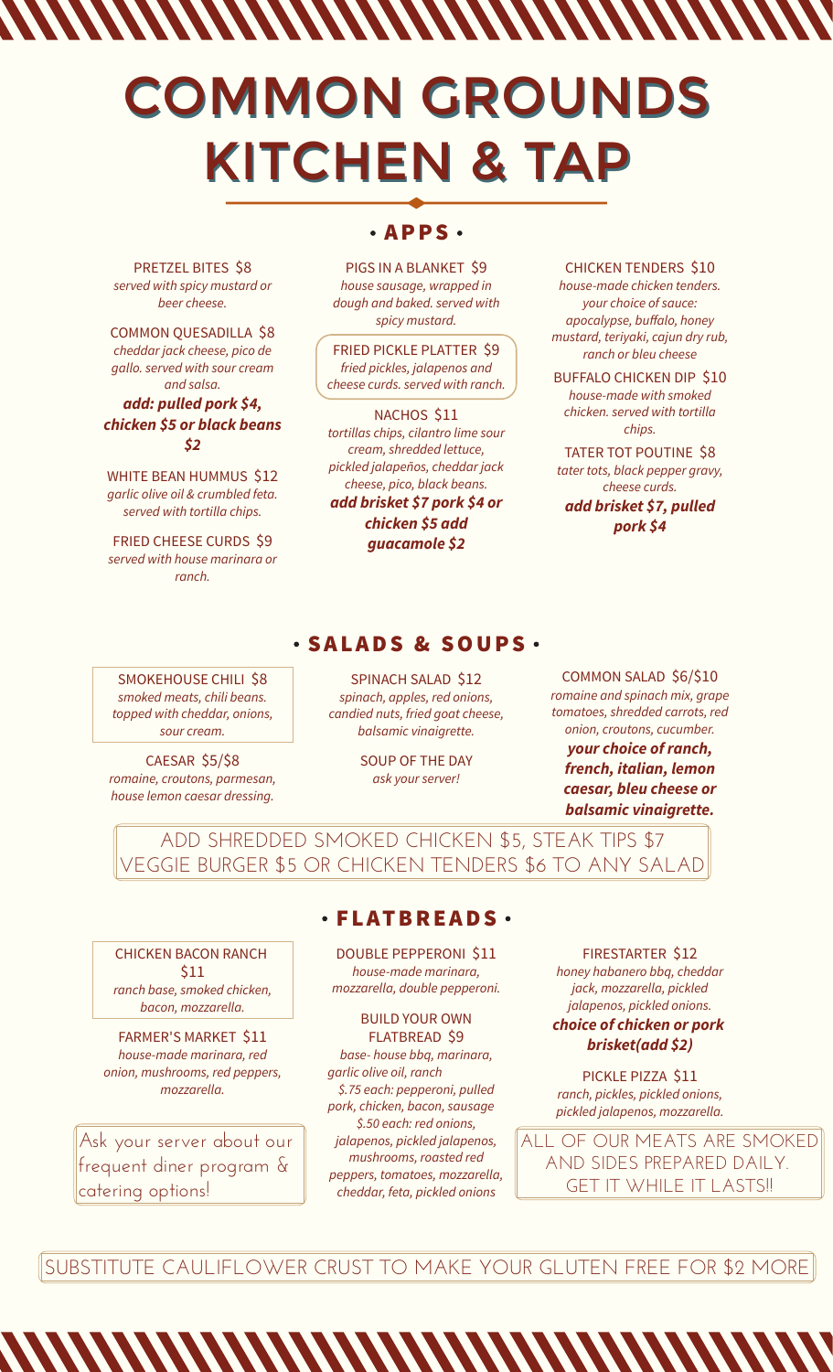# COMMON GROUNDS KITCHEN & TAP

## • APPS •

PRETZEL BITES $8
*served with spicy mustard or beer cheese.*

COMMON QUESADILLA $8
*cheddar jack cheese, pico de gallo. served with sour cream and salsa.*
***add: pulled pork $4, chicken $5 or black beans $2***

WHITE BEAN HUMMUS $12
*garlic olive oil & crumbled feta. served with tortilla chips.*

FRIED CHEESE CURDS $9
*served with house marinara or ranch.*

PIGS IN A BLANKET $9
*house sausage, wrapped in dough and baked. served with spicy mustard.*

FRIED PICKLE PLATTER $9
*fried pickles, jalapenos and cheese curds. served with ranch.*

NACHOS $11
*tortillas chips, cilantro lime sour cream, shredded lettuce, pickled jalapeños, cheddar jack cheese, pico, black beans.*
***add brisket $7 pork $4 or chicken $5 add guacamole $2***

CHICKEN TENDERS $10
*house-made chicken tenders. your choice of sauce: apocalypse, buffalo, honey mustard, teriyaki, cajun dry rub, ranch or bleu cheese*

BUFFALO CHICKEN DIP $10
*house-made with smoked chicken. served with tortilla chips.*

TATER TOT POUTINE $8
*tater tots, black pepper gravy, cheese curds.*
***add brisket $7, pulled pork $4***

## • SALADS & SOUPS •

SMOKEHOUSE CHILI $8
*smoked meats, chili beans. topped with cheddar, onions, sour cream.*

CAESAR $5/$8
*romaine, croutons, parmesan, house lemon caesar dressing.*

SPINACH SALAD $12
*spinach, apples, red onions, candied nuts, fried goat cheese, balsamic vinaigrette.*

SOUP OF THE DAY
*ask your server!*

COMMON SALAD $6/$10
*romaine and spinach mix, grape tomatoes, shredded carrots, red onion, croutons, cucumber.*
***your choice of ranch, french, italian, lemon caesar, bleu cheese or balsamic vinaigrette.***

ADD SHREDDED SMOKED CHICKEN $5, STEAK TIPS $7 VEGGIE BURGER $5 OR CHICKEN TENDERS $6 TO ANY SALAD

## • FLATBREADS •

CHICKEN BACON RANCH $11
*ranch base, smoked chicken, bacon, mozzarella.*

FARMER'S MARKET $11
*house-made marinara, red onion, mushrooms, red peppers, mozzarella.*

Ask your server about our frequent diner program & catering options!

DOUBLE PEPPERONI $11
*house-made marinara, mozzarella, double pepperoni.*

BUILD YOUR OWN FLATBREAD $9
*base- house bbq, marinara, garlic olive oil, ranch*
*$.75 each: pepperoni, pulled pork, chicken, bacon, sausage*
*$.50 each: red onions, jalapenos, pickled jalapenos, mushrooms, roasted red peppers, tomatoes, mozzarella, cheddar, feta, pickled onions*

FIRESTARTER $12
*honey habanero bbq, cheddar jack, mozzarella, pickled jalapenos, pickled onions.*
***choice of chicken or pork brisket(add $2)***

PICKLE PIZZA $11
*ranch, pickles, pickled onions, pickled jalapenos, mozzarella.*

ALL OF OUR MEATS ARE SMOKED AND SIDES PREPARED DAILY. GET IT WHILE IT LASTS!!

SUBSTITUTE CAULIFLOWER CRUST TO MAKE YOUR GLUTEN FREE FOR $2 MORE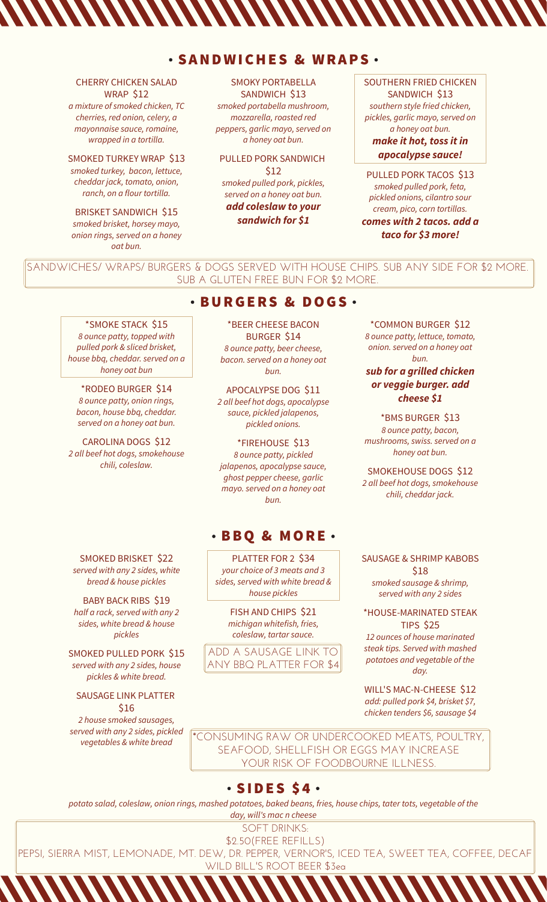## • SANDWICHES & WRAPS •

CHERRY CHICKEN SALAD WRAP $12
*a mixture of smoked chicken, TC cherries, red onion, celery, a mayonnaise sauce, romaine, wrapped in a tortilla.*

SMOKED TURKEY WRAP $13
*smoked turkey, bacon, lettuce, cheddar jack, tomato, onion, ranch, on a flour tortilla.*

BRISKET SANDWICH $15
*smoked brisket, horsey mayo, onion rings, served on a honey oat bun.*

SMOKY PORTABELLA SANDWICH $13
*smoked portabella mushroom, mozzarella, roasted red peppers, garlic mayo, served on a honey oat bun.*

PULLED PORK SANDWICH $12
*smoked pulled pork, pickles, served on a honey oat bun.*
***add coleslaw to your sandwich for $1***

SOUTHERN FRIED CHICKEN SANDWICH $13
*southern style fried chicken, pickles, garlic mayo, served on a honey oat bun.*
***make it hot, toss it in apocalypse sauce!***

PULLED PORK TACOS $13
*smoked pulled pork, feta, pickled onions, cilantro sour cream, pico, corn tortillas.*
***comes with 2 tacos. add a taco for $3 more!***

SANDWICHES/ WRAPS/ BURGERS & DOGS SERVED WITH HOUSE CHIPS. SUB ANY SIDE FOR $2 MORE. SUB A GLUTEN FREE BUN FOR $2 MORE.

## • BURGERS & DOGS •

*SMOKE STACK $15
*8 ounce patty, topped with pulled pork & sliced brisket, house bbq, cheddar. served on a honey oat bun*

*RODEO BURGER $14
*8 ounce patty, onion rings, bacon, house bbq, cheddar. served on a honey oat bun.*

CAROLINA DOGS $12
*2 all beef hot dogs, smokehouse chili, coleslaw.*

*BEER CHEESE BACON BURGER $14
*8 ounce patty, beer cheese, bacon. served on a honey oat bun.*

APOCALYPSE DOG $11
*2 all beef hot dogs, apocalypse sauce, pickled jalapenos, pickled onions.*

*FIREHOUSE $13
*8 ounce patty, pickled jalapenos, apocalypse sauce, ghost pepper cheese, garlic mayo. served on a honey oat bun.*

*COMMON BURGER $12
*8 ounce patty, lettuce, tomato, onion. served on a honey oat bun.*
***sub for a grilled chicken or veggie burger. add cheese $1***

*BMS BURGER $13
*8 ounce patty, bacon, mushrooms, swiss. served on a honey oat bun.*

SMOKEHOUSE DOGS $12
*2 all beef hot dogs, smokehouse chili, cheddar jack.*

## • BBQ & MORE •

SMOKED BRISKET $22
*served with any 2 sides, white bread & house pickles*

BABY BACK RIBS $19
*half a rack, served with any 2 sides, white bread & house pickles*

SMOKED PULLED PORK $15
*served with any 2 sides, house pickles & white bread.*

SAUSAGE LINK PLATTER $16
*2 house smoked sausages, served with any 2 sides, pickled vegetables & white bread*

PLATTER FOR 2 $34
*your choice of 3 meats and 3 sides, served with white bread & house pickles*

FISH AND CHIPS $21
*michigan whitefish, fries, coleslaw, tartar sauce.*

ADD A SAUSAGE LINK TO ANY BBQ PLATTER FOR $4

SAUSAGE & SHRIMP KABOBS $18
*smoked sausage & shrimp, served with any 2 sides*

*HOUSE-MARINATED STEAK TIPS $25
*12 ounces of house marinated steak tips. Served with mashed potatoes and vegetable of the day.*

WILL'S MAC-N-CHEESE $12
*add: pulled pork $4, brisket $7, chicken tenders $6, sausage $4*

*CONSUMING RAW OR UNDERCOOKED MEATS, POULTRY, SEAFOOD, SHELLFISH OR EGGS MAY INCREASE YOUR RISK OF FOODBOURNE ILLNESS.

## • SIDES $4 •

*potato salad, coleslaw, onion rings, mashed potatoes, baked beans, fries, house chips, tater tots, vegetable of the day, will's mac n cheese*

SOFT DRINKS:
$2.50(FREE REFILLS)
PEPSI, SIERRA MIST, LEMONADE, MT. DEW, DR. PEPPER, VERNOR'S, ICED TEA, SWEET TEA, COFFEE, DECAF
WILD BILL'S ROOT BEER $3ea